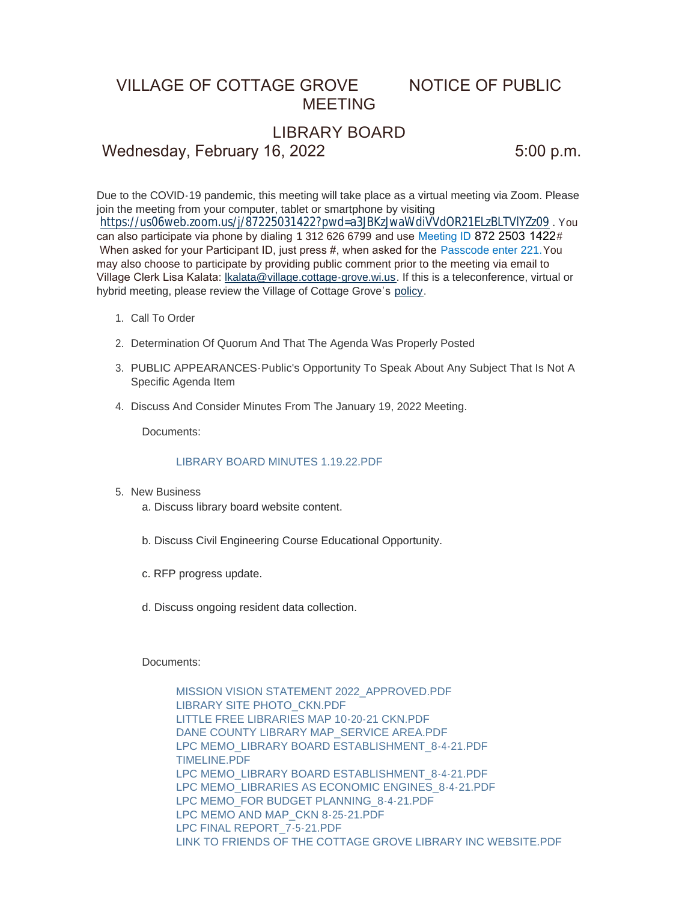# VILLAGE OF COTTAGE GROVE NOTICE OF PUBLIC MEETING

## LIBRARY BOARD

**Wednesday, February 16, 2022 5:00 p.m.**

Due to the COVID-19 pandemic, this meeting will take place as a virtual meeting via Zoom. Please join the meeting from your computer, tablet or smartphone by visiting https://us06web.zoom.us/j/87225031422?pwd=a3JBKzJwaWdiVVdOR21ELzBLTVlYZz09 . You can also participate via phone by dialing 1 312 626 6799 and use Meeting ID 872 2503 1422# When asked for your Participant ID, just press #, when asked for the Passcode enter 221. You may also choose to participate by providing public comment prior to the meeting via email to Village Clerk Lisa Kalata: lkalata@village.cottage-grove.wi.us. If this is a teleconference, virtual or hybrid meeting, please review the Village of Cottage Grove's policy.

1. Call To Order

2. Determination Of Quorum And That The Agenda Was Properly Posted

3. PUBLIC APPEARANCES-Public's Opportunity To Speak About Any Subject That Is Not A Specific Agenda Item

4. Discuss And Consider Minutes From The January 19, 2022 Meeting.

   Documents:

   LIBRARY BOARD MINUTES 1.19.22.PDF

5. New Business

   a. Discuss library board website content.

   b. Discuss Civil Engineering Course Educational Opportunity.

   c. RFP progress update.

   d. Discuss ongoing resident data collection.

   Documents:

   MISSION VISION STATEMENT 2022_APPROVED.PDF
   LIBRARY SITE PHOTO_CKN.PDF
   LITTLE FREE LIBRARIES MAP 10-20-21 CKN.PDF
   DANE COUNTY LIBRARY MAP_SERVICE AREA.PDF
   LPC MEMO_LIBRARY BOARD ESTABLISHMENT_8-4-21.PDF
   TIMELINE.PDF
   LPC MEMO_LIBRARY BOARD ESTABLISHMENT_8-4-21.PDF
   LPC MEMO_LIBRARIES AS ECONOMIC ENGINES_8-4-21.PDF
   LPC MEMO_FOR BUDGET PLANNING_8-4-21.PDF
   LPC MEMO AND MAP_CKN 8-25-21.PDF
   LPC FINAL REPORT_7-5-21.PDF
   LINK TO FRIENDS OF THE COTTAGE GROVE LIBRARY INC WEBSITE.PDF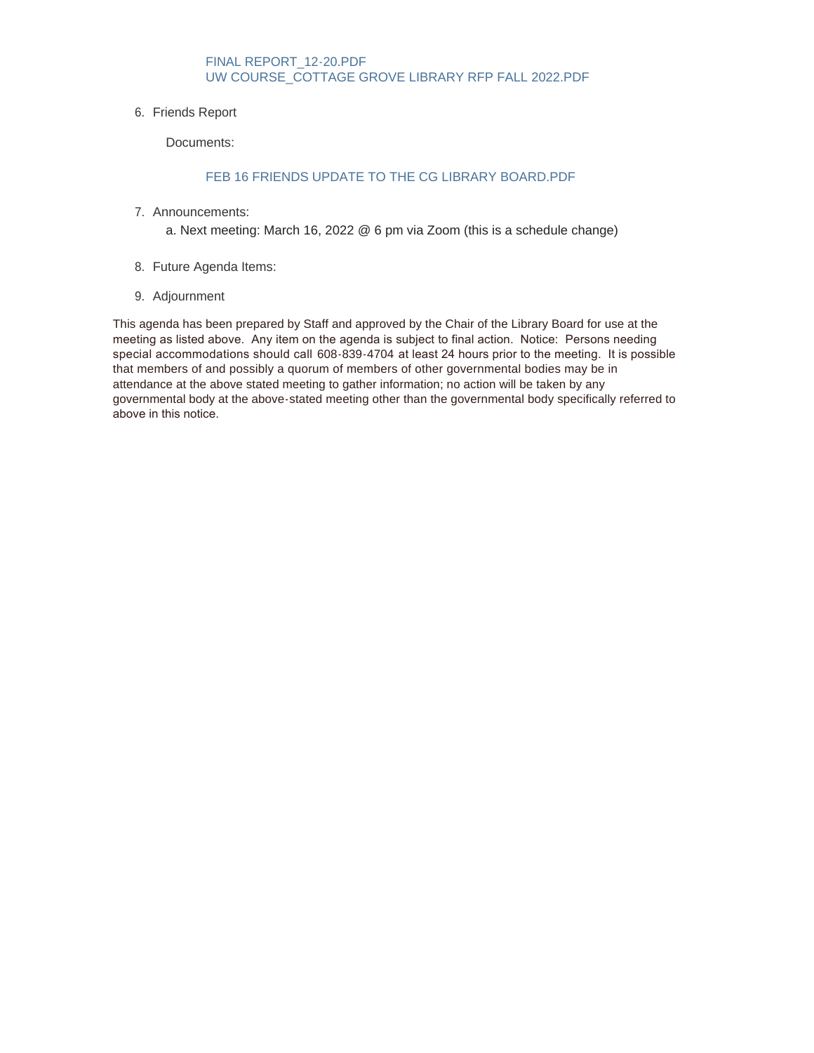FINAL REPORT_12-20.PDF
UW COURSE_COTTAGE GROVE LIBRARY RFP FALL 2022.PDF

6. Friends Report

   Documents:

   FEB 16 FRIENDS UPDATE TO THE CG LIBRARY BOARD.PDF

7. Announcements:
   a. Next meeting: March 16, 2022 @ 6 pm via Zoom (this is a schedule change)

8. Future Agenda Items:

9. Adjournment

This agenda has been prepared by Staff and approved by the Chair of the Library Board for use at the meeting as listed above. Any item on the agenda is subject to final action. Notice: Persons needing special accommodations should call 608-839-4704 at least 24 hours prior to the meeting. It is possible that members of and possibly a quorum of members of other governmental bodies may be in attendance at the above stated meeting to gather information; no action will be taken by any governmental body at the above-stated meeting other than the governmental body specifically referred to above in this notice.